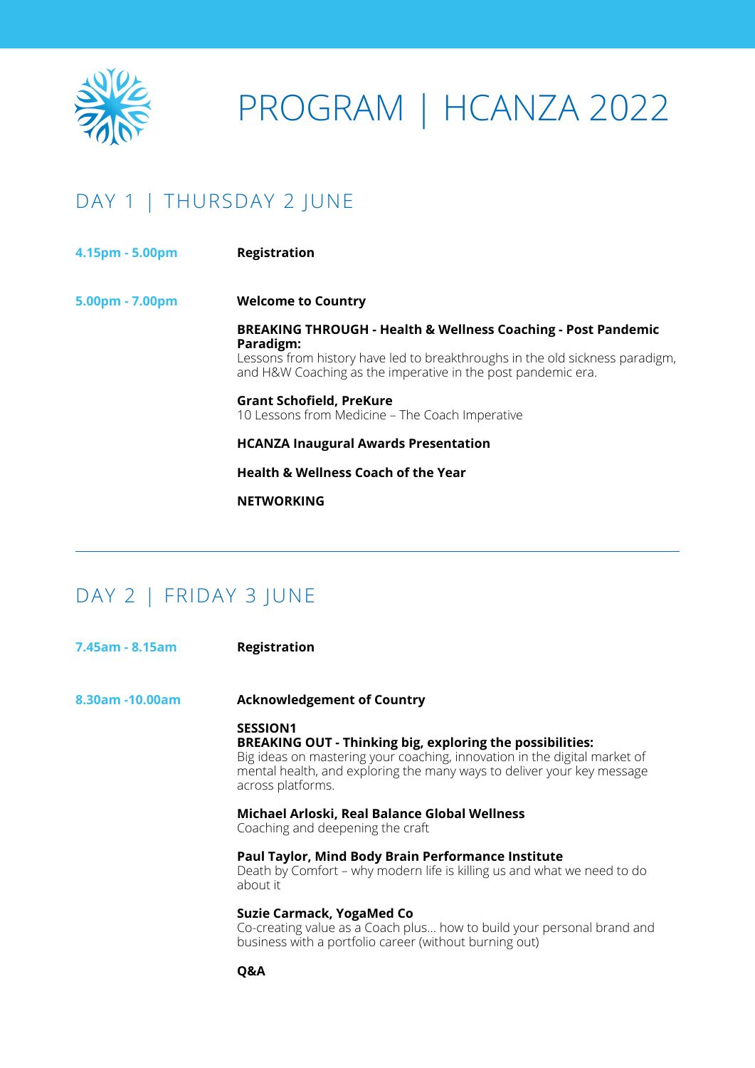# PROGRAM | HCANZA 2022

## DAY 1 | THURSDAY 2 JUNE

**4.15pm - 5.00pm** **Registration**

**5.00pm - 7.00pm** **Welcome to Country**

**BREAKING THROUGH - Health & Wellness Coaching - Post Pandemic Paradigm:**
Lessons from history have led to breakthroughs in the old sickness paradigm, and H&W Coaching as the imperative in the post pandemic era.

**Grant Schofield, PreKure**
10 Lessons from Medicine – The Coach Imperative

**HCANZA Inaugural Awards Presentation**

**Health & Wellness Coach of the Year**

**NETWORKING**

---

## DAY 2 | FRIDAY 3 JUNE

**7.45am - 8.15am** **Registration**

**8.30am -10.00am** **Acknowledgement of Country**

**SESSION1**
**BREAKING OUT - Thinking big, exploring the possibilities:**
Big ideas on mastering your coaching, innovation in the digital market of mental health, and exploring the many ways to deliver your key message across platforms.

**Michael Arloski, Real Balance Global Wellness**
Coaching and deepening the craft

**Paul Taylor, Mind Body Brain Performance Institute**
Death by Comfort – why modern life is killing us and what we need to do about it

**Suzie Carmack, YogaMed Co**
Co-creating value as a Coach plus... how to build your personal brand and business with a portfolio career (without burning out)

**Q&A**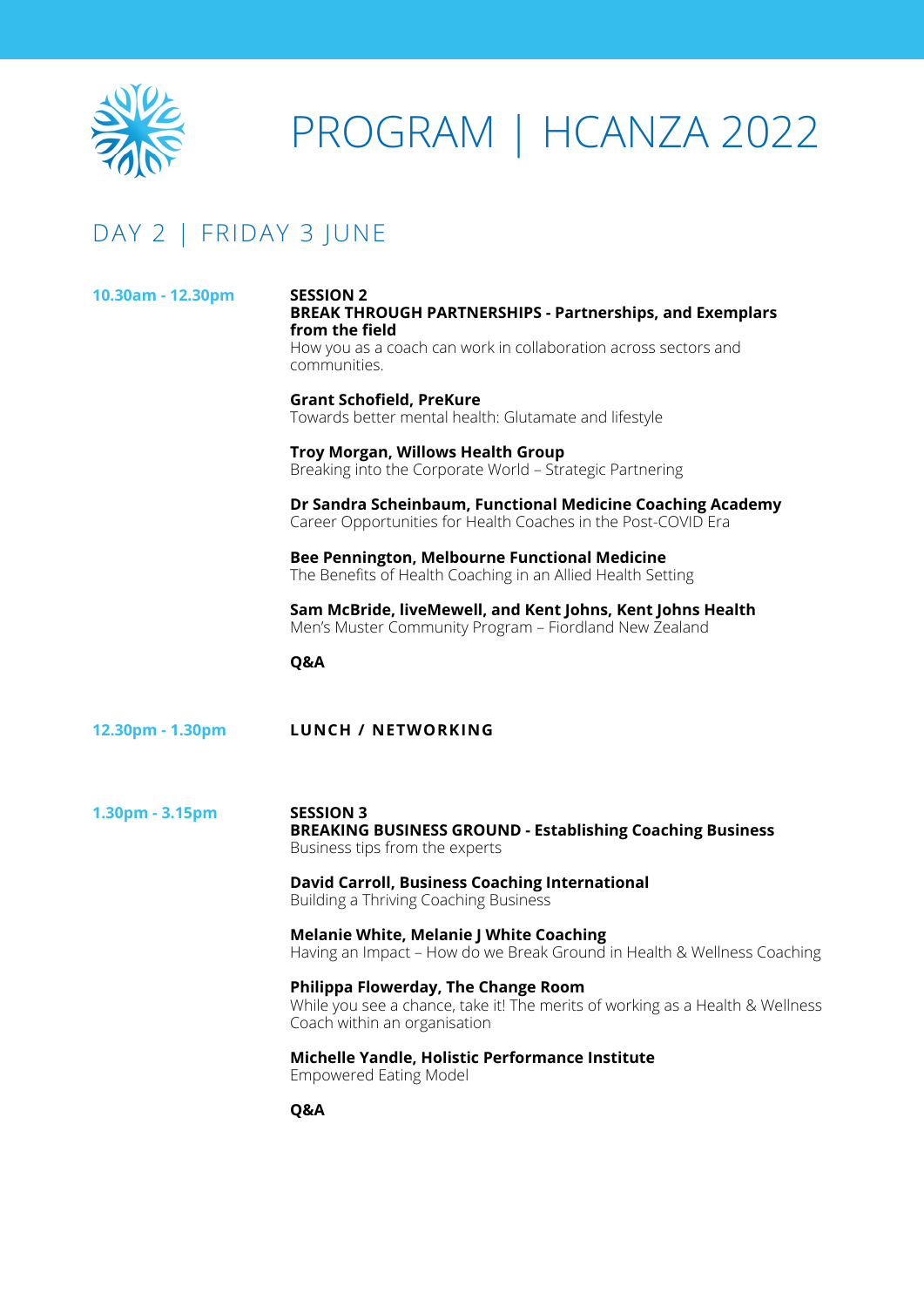# PROGRAM | HCANZA 2022

## DAY 2 | FRIDAY 3 JUNE

**10.30am - 12.30pm**

**SESSION 2**
**BREAK THROUGH PARTNERSHIPS - Partnerships, and Exemplars from the field**
How you as a coach can work in collaboration across sectors and communities.

**Grant Schofield, PreKure**
Towards better mental health: Glutamate and lifestyle

**Troy Morgan, Willows Health Group**
Breaking into the Corporate World – Strategic Partnering

**Dr Sandra Scheinbaum, Functional Medicine Coaching Academy**
Career Opportunities for Health Coaches in the Post-COVID Era

**Bee Pennington, Melbourne Functional Medicine**
The Benefits of Health Coaching in an Allied Health Setting

**Sam McBride, liveMewell, and Kent Johns, Kent Johns Health**
Men's Muster Community Program – Fiordland New Zealand

**Q&A**

**12.30pm - 1.30pm**

**LUNCH / NETWORKING**

**1.30pm - 3.15pm**

**SESSION 3**
**BREAKING BUSINESS GROUND - Establishing Coaching Business**
Business tips from the experts

**David Carroll, Business Coaching International**
Building a Thriving Coaching Business

**Melanie White, Melanie J White Coaching**
Having an Impact – How do we Break Ground in Health & Wellness Coaching

**Philippa Flowerday, The Change Room**
While you see a chance, take it! The merits of working as a Health & Wellness Coach within an organisation

**Michelle Yandle, Holistic Performance Institute**
Empowered Eating Model

**Q&A**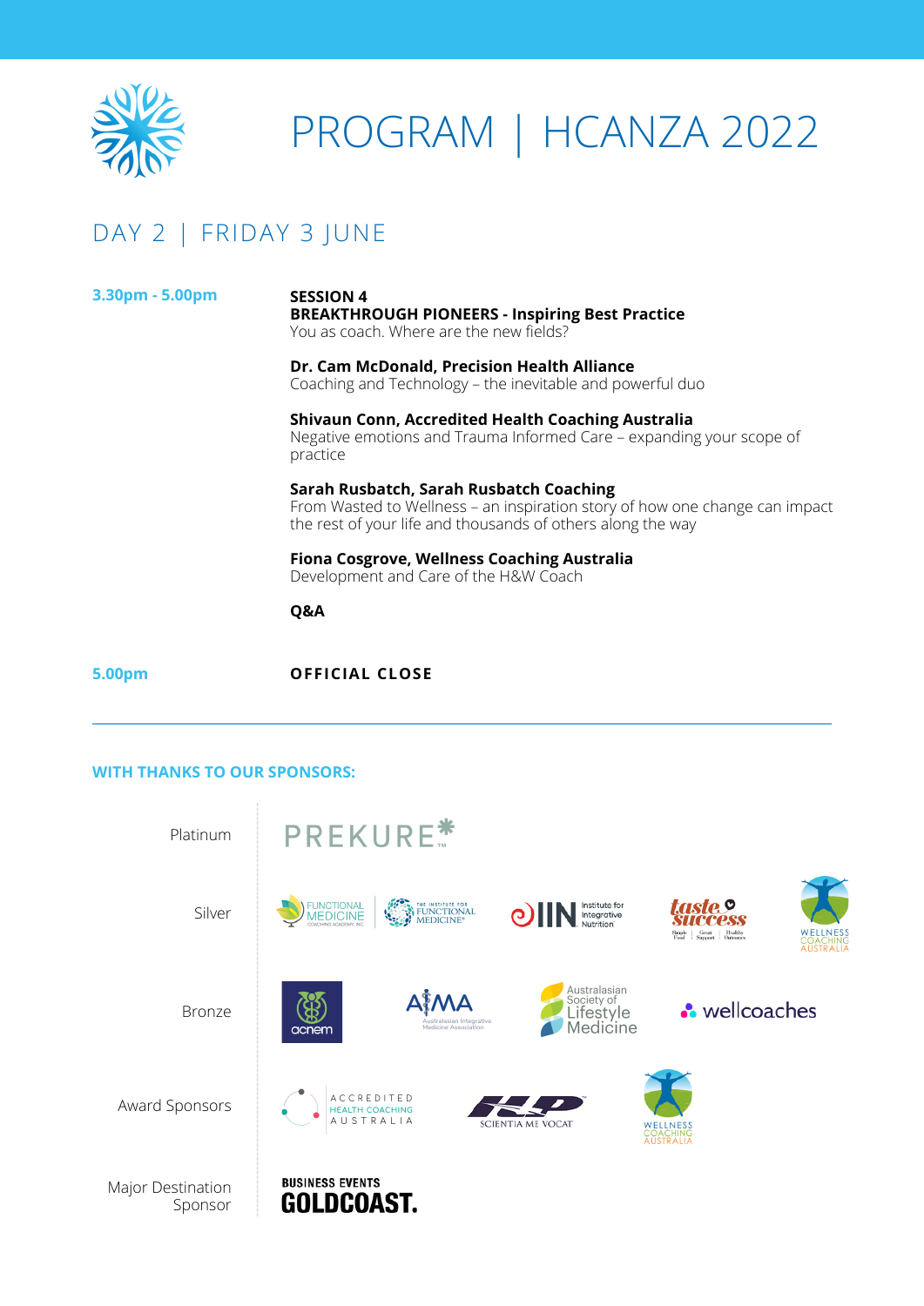# PROGRAM | HCANZA 2022

## DAY 2 | FRIDAY 3 JUNE

**3.30pm - 5.00pm**

**SESSION 4**
**BREAKTHROUGH PIONEERS - Inspiring Best Practice**
You as coach. Where are the new fields?

**Dr. Cam McDonald, Precision Health Alliance**
Coaching and Technology – the inevitable and powerful duo

**Shivaun Conn, Accredited Health Coaching Australia**
Negative emotions and Trauma Informed Care – expanding your scope of practice

**Sarah Rusbatch, Sarah Rusbatch Coaching**
From Wasted to Wellness – an inspiration story of how one change can impact the rest of your life and thousands of others along the way

**Fiona Cosgrove, Wellness Coaching Australia**
Development and Care of the H&W Coach

**Q&A**

**5.00pm**

**OFFICIAL CLOSE**

---

**WITH THANKS TO OUR SPONSORS:**

Platinum: PREKURE

Silver: Functional Medicine Coaching Academy | The Institute for Functional Medicine | IIN Institute for Integrative Nutrition | taste success | Wellness Coaching Australia

Bronze: acnem | AIMA Australasian Integrative Medicine Association | Australasian Society of Lifestyle Medicine | wellcoaches

Award Sponsors: Accredited Health Coaching Australia | HP Scientia Me Vocat | Wellness Coaching Australia

Major Destination Sponsor: Business Events Gold Coast